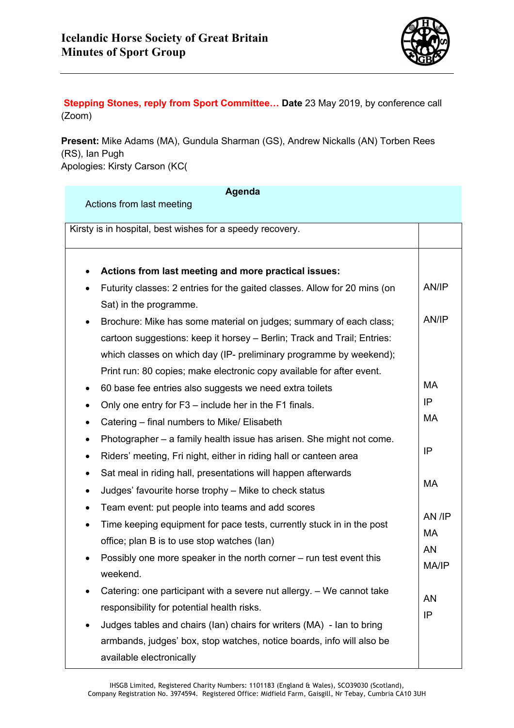# Icelandic Horse Society of Great Britain
## Minutes of Sport Group

**Stepping Stones, reply from Sport Committee… Date** 23 May 2019, by conference call (Zoom)

**Present:** Mike Adams (MA), Gundula Sharman (GS), Andrew Nickalls (AN) Torben Rees (RS), Ian Pugh
Apologies: Kirsty Carson (KC(

| **Agenda**<br>Actions from last meeting | |
|---|---|
| Kirsty is in hospital, best wishes for a speedy recovery. | |
| • **Actions from last meeting and more practical issues:**<br>• Futurity classes: 2 entries for the gaited classes. Allow for 20 mins (on Sat) in the programme.<br>• Brochure: Mike has some material on judges; summary of each class; cartoon suggestions: keep it horsey – Berlin; Track and Trail; Entries: which classes on which day (IP- preliminary programme by weekend); Print run: 80 copies; make electronic copy available for after event.<br>• 60 base fee entries also suggests we need extra toilets<br>• Only one entry for F3 – include her in the F1 finals.<br>• Catering – final numbers to Mike/ Elisabeth<br>• Photographer – a family health issue has arisen. She might not come.<br>• Riders' meeting, Fri night, either in riding hall or canteen area<br>• Sat meal in riding hall, presentations will happen afterwards<br>• Judges' favourite horse trophy – Mike to check status<br>• Team event: put people into teams and add scores<br>• Time keeping equipment for pace tests, currently stuck in in the post office; plan B is to use stop watches (Ian)<br>• Possibly one more speaker in the north corner – run test event this weekend.<br>• Catering: one participant with a severe nut allergy. – We cannot take responsibility for potential health risks.<br>• Judges tables and chairs (Ian) chairs for writers (MA) - Ian to bring armbands, judges' box, stop watches, notice boards, info will also be available electronically | AN/IP<br><br>AN/IP<br><br>MA<br>IP<br>MA<br><br>IP<br><br>MA<br><br>AN /IP<br>MA<br>AN<br>MA/IP<br><br>AN<br>IP |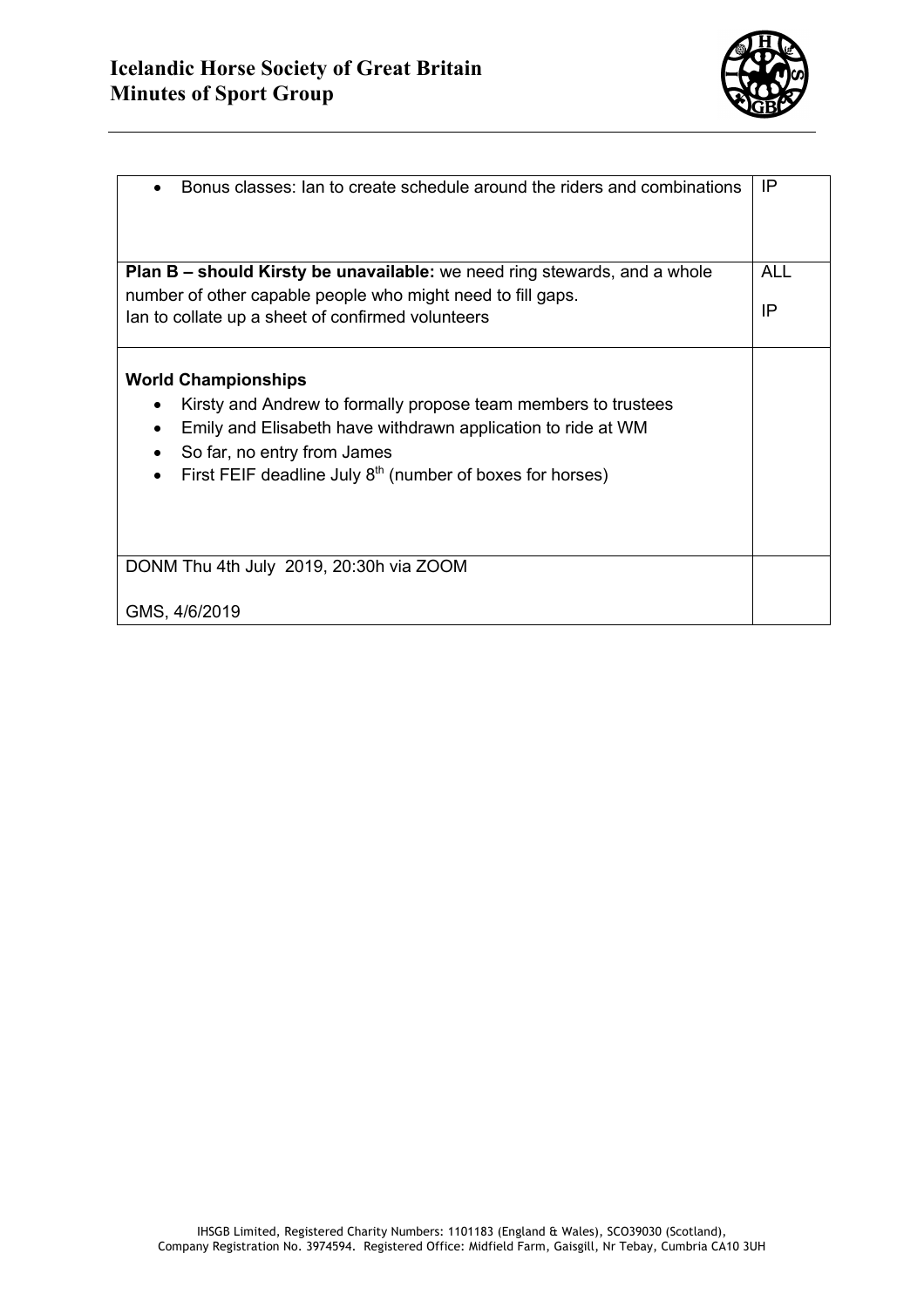| | |
|---|---|
| • Bonus classes: Ian to create schedule around the riders and combinations | IP |
| **Plan B – should Kirsty be unavailable:** we need ring stewards, and a whole number of other capable people who might need to fill gaps.<br>Ian to collate up a sheet of confirmed volunteers | ALL<br><br>IP |
| **World Championships**<br>• Kirsty and Andrew to formally propose team members to trustees<br>• Emily and Elisabeth have withdrawn application to ride at WM<br>• So far, no entry from James<br>• First FEIF deadline July 8th (number of boxes for horses) | |
| DONM Thu 4th July 2019, 20:30h via ZOOM<br><br>GMS, 4/6/2019 | |